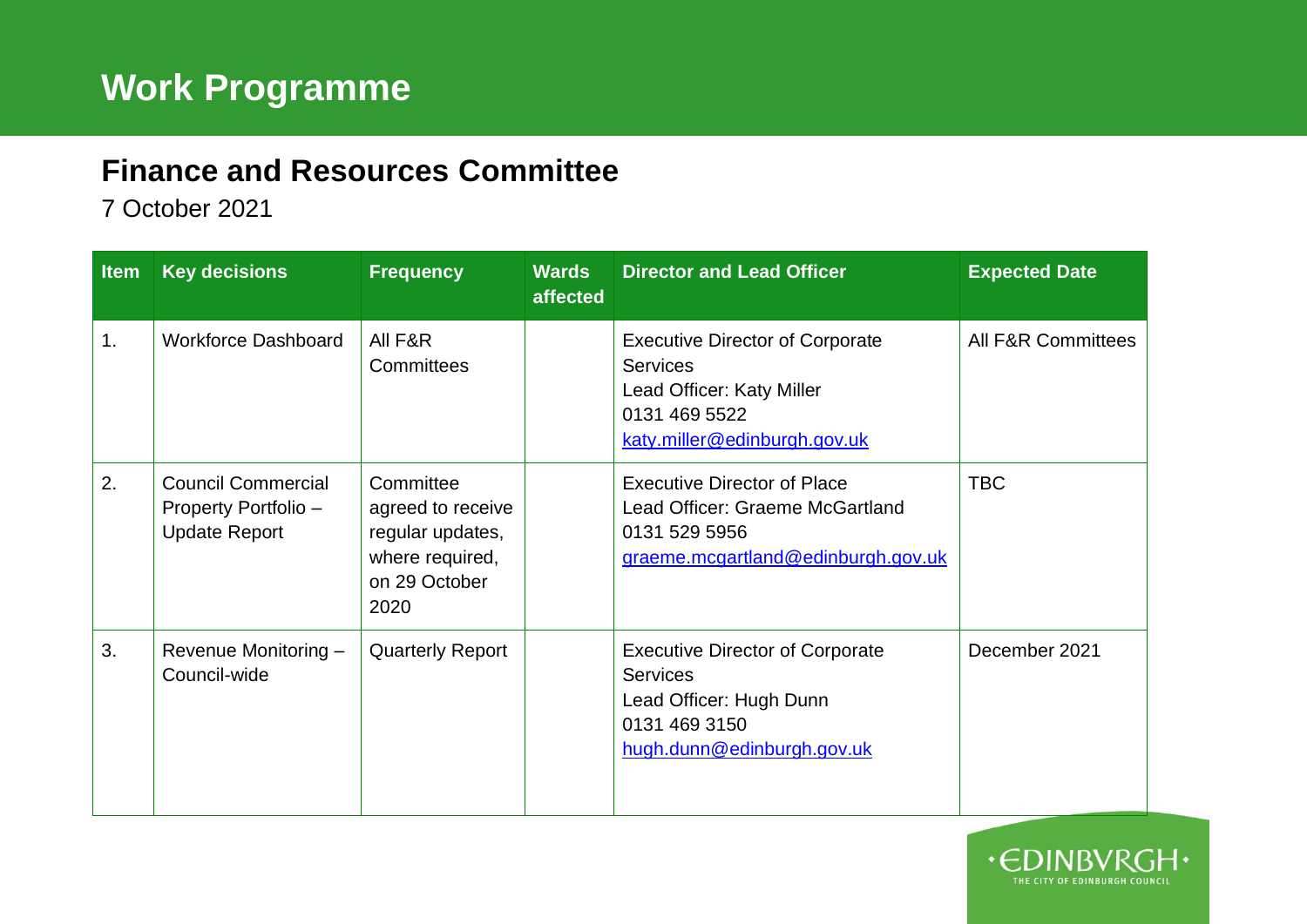# Work Programme

## Finance and Resources Committee

7 October 2021

| Item | Key decisions | Frequency | Wards affected | Director and Lead Officer | Expected Date |
| --- | --- | --- | --- | --- | --- |
| 1. | Workforce Dashboard | All F&R Committees | | Executive Director of Corporate Services<br>Lead Officer: Katy Miller<br>0131 469 5522<br>katy.miller@edinburgh.gov.uk | All F&R Committees |
| 2. | Council Commercial Property Portfolio – Update Report | Committee agreed to receive regular updates, where required, on 29 October 2020 | | Executive Director of Place<br>Lead Officer: Graeme McGartland<br>0131 529 5956<br>graeme.mcgartland@edinburgh.gov.uk | TBC |
| 3. | Revenue Monitoring – Council-wide | Quarterly Report | | Executive Director of Corporate Services<br>Lead Officer: Hugh Dunn<br>0131 469 3150<br>hugh.dunn@edinburgh.gov.uk | December 2021 |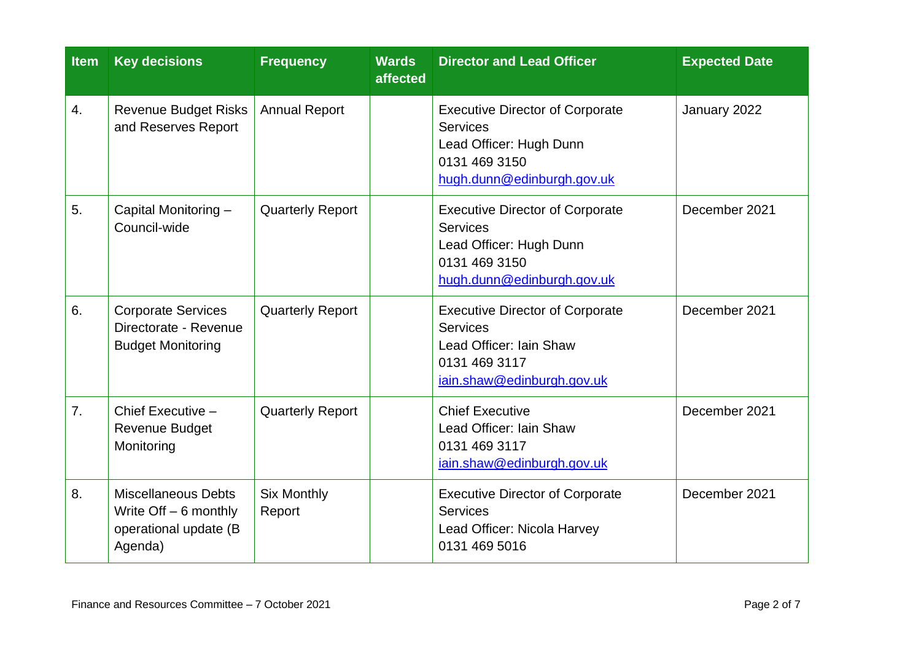| Item | Key decisions | Frequency | Wards affected | Director and Lead Officer | Expected Date |
|---|---|---|---|---|---|
| 4. | Revenue Budget Risks and Reserves Report | Annual Report | | Executive Director of Corporate Services<br>Lead Officer: Hugh Dunn<br>0131 469 3150<br>hugh.dunn@edinburgh.gov.uk | January 2022 |
| 5. | Capital Monitoring – Council-wide | Quarterly Report | | Executive Director of Corporate Services<br>Lead Officer: Hugh Dunn<br>0131 469 3150<br>hugh.dunn@edinburgh.gov.uk | December 2021 |
| 6. | Corporate Services Directorate - Revenue Budget Monitoring | Quarterly Report | | Executive Director of Corporate Services<br>Lead Officer: Iain Shaw<br>0131 469 3117<br>iain.shaw@edinburgh.gov.uk | December 2021 |
| 7. | Chief Executive – Revenue Budget Monitoring | Quarterly Report | | Chief Executive<br>Lead Officer: Iain Shaw<br>0131 469 3117<br>iain.shaw@edinburgh.gov.uk | December 2021 |
| 8. | Miscellaneous Debts Write Off – 6 monthly operational update (B Agenda) | Six Monthly Report | | Executive Director of Corporate Services<br>Lead Officer: Nicola Harvey<br>0131 469 5016 | December 2021 |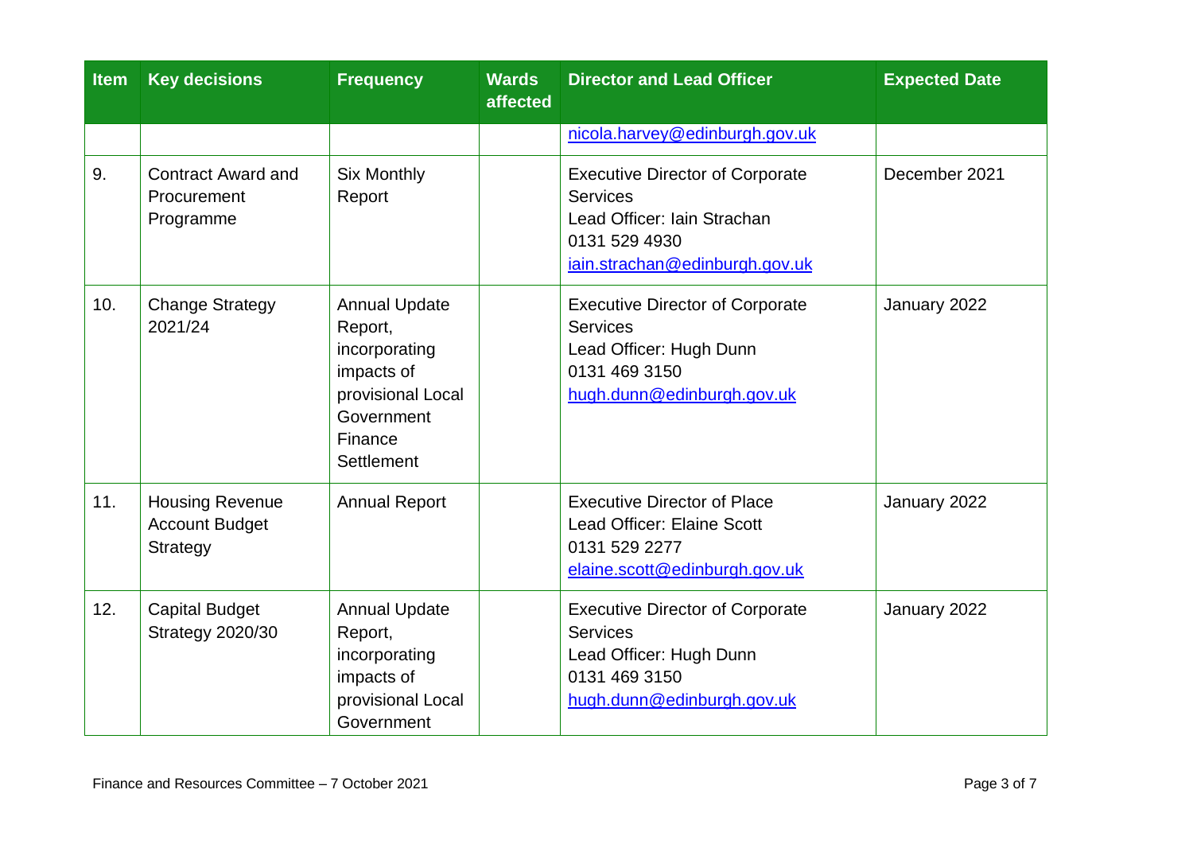| Item | Key decisions | Frequency | Wards affected | Director and Lead Officer | Expected Date |
|---|---|---|---|---|---|
| | | | | nicola.harvey@edinburgh.gov.uk | |
| 9. | Contract Award and Procurement Programme | Six Monthly Report | | Executive Director of Corporate Services<br>Lead Officer: Iain Strachan<br>0131 529 4930<br>iain.strachan@edinburgh.gov.uk | December 2021 |
| 10. | Change Strategy 2021/24 | Annual Update Report, incorporating impacts of provisional Local Government Finance Settlement | | Executive Director of Corporate Services<br>Lead Officer: Hugh Dunn<br>0131 469 3150<br>hugh.dunn@edinburgh.gov.uk | January 2022 |
| 11. | Housing Revenue Account Budget Strategy | Annual Report | | Executive Director of Place<br>Lead Officer: Elaine Scott<br>0131 529 2277<br>elaine.scott@edinburgh.gov.uk | January 2022 |
| 12. | Capital Budget Strategy 2020/30 | Annual Update Report, incorporating impacts of provisional Local Government | | Executive Director of Corporate Services<br>Lead Officer: Hugh Dunn<br>0131 469 3150<br>hugh.dunn@edinburgh.gov.uk | January 2022 |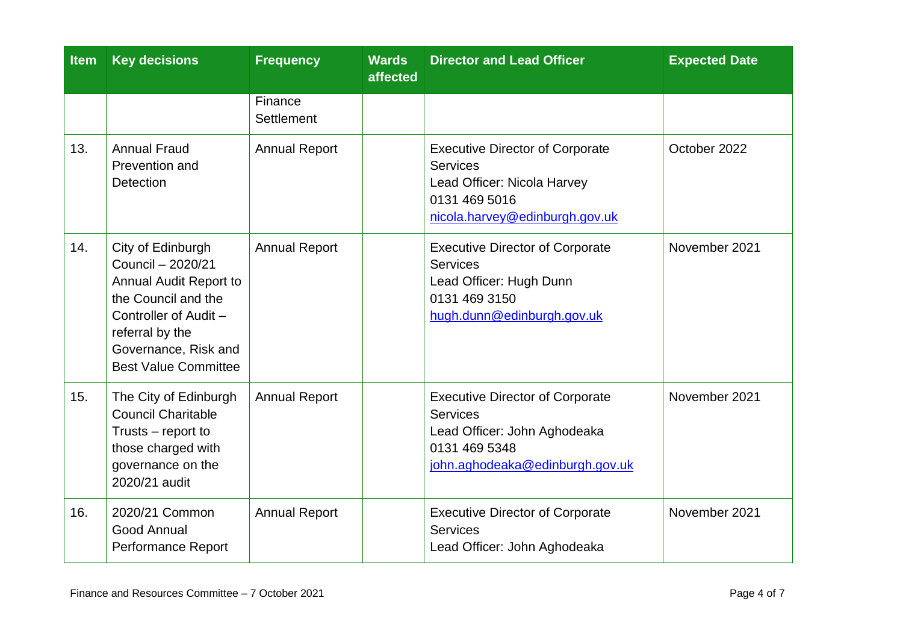| Item | Key decisions | Frequency | Wards affected | Director and Lead Officer | Expected Date |
|---|---|---|---|---|---|
| | | Finance Settlement | | | |
| 13. | Annual Fraud Prevention and Detection | Annual Report | | Executive Director of Corporate Services<br>Lead Officer: Nicola Harvey<br>0131 469 5016<br>nicola.harvey@edinburgh.gov.uk | October 2022 |
| 14. | City of Edinburgh Council – 2020/21 Annual Audit Report to the Council and the Controller of Audit – referral by the Governance, Risk and Best Value Committee | Annual Report | | Executive Director of Corporate Services<br>Lead Officer: Hugh Dunn<br>0131 469 3150<br>hugh.dunn@edinburgh.gov.uk | November 2021 |
| 15. | The City of Edinburgh Council Charitable Trusts – report to those charged with governance on the 2020/21 audit | Annual Report | | Executive Director of Corporate Services<br>Lead Officer: John Aghodeaka<br>0131 469 5348<br>john.aghodeaka@edinburgh.gov.uk | November 2021 |
| 16. | 2020/21 Common Good Annual Performance Report | Annual Report | | Executive Director of Corporate Services<br>Lead Officer: John Aghodeaka | November 2021 |

Finance and Resources Committee – 7 October 2021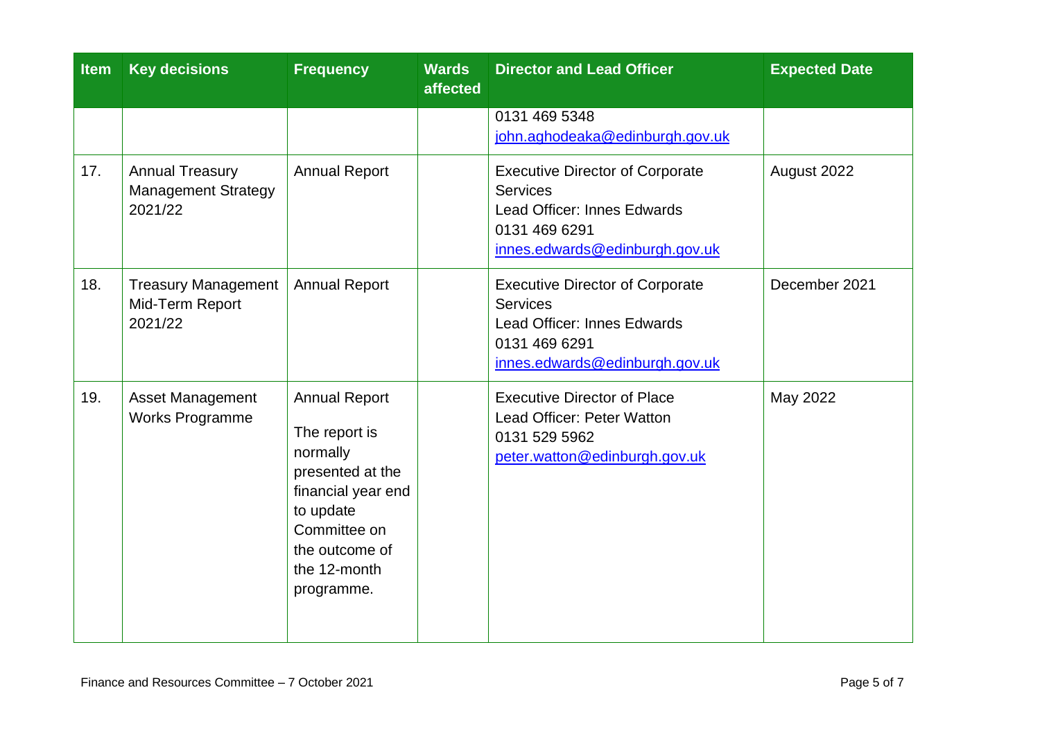| Item | Key decisions | Frequency | Wards affected | Director and Lead Officer | Expected Date |
|---|---|---|---|---|---|
| | | | | 0131 469 5348<br>john.aghodeaka@edinburgh.gov.uk | |
| 17. | Annual Treasury Management Strategy 2021/22 | Annual Report | | Executive Director of Corporate Services<br>Lead Officer: Innes Edwards<br>0131 469 6291<br>innes.edwards@edinburgh.gov.uk | August 2022 |
| 18. | Treasury Management Mid-Term Report 2021/22 | Annual Report | | Executive Director of Corporate Services<br>Lead Officer: Innes Edwards<br>0131 469 6291<br>innes.edwards@edinburgh.gov.uk | December 2021 |
| 19. | Asset Management Works Programme | Annual Report<br>The report is normally presented at the financial year end to update Committee on the outcome of the 12-month programme. | | Executive Director of Place<br>Lead Officer: Peter Watton<br>0131 529 5962<br>peter.watton@edinburgh.gov.uk | May 2022 |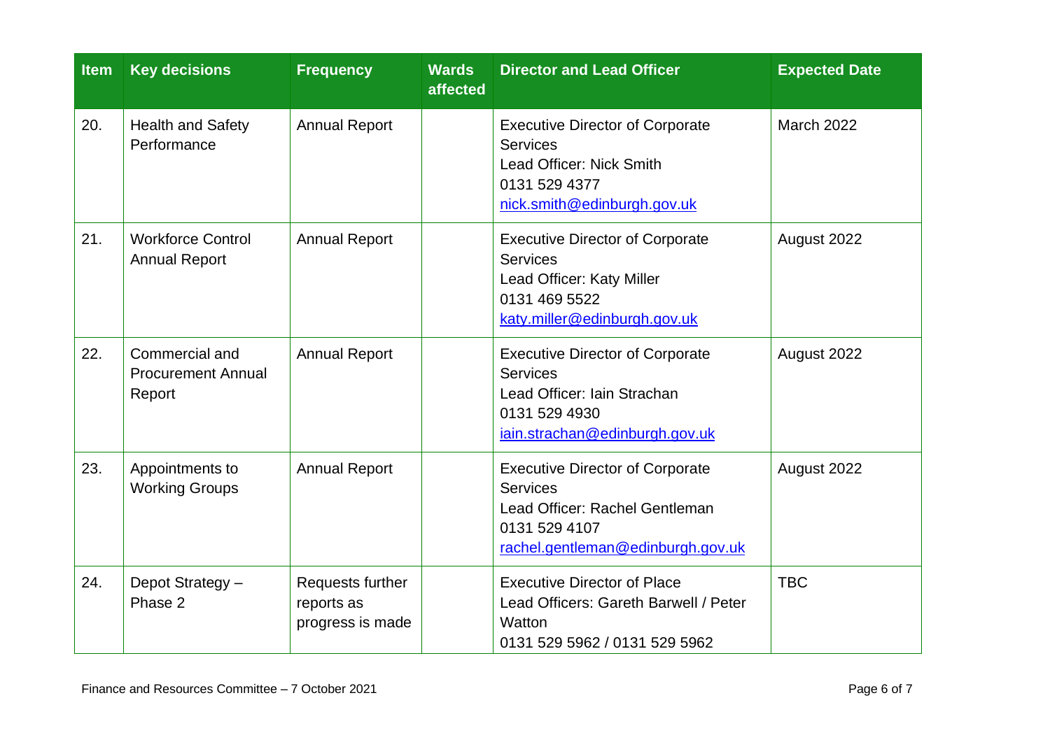| Item | Key decisions | Frequency | Wards affected | Director and Lead Officer | Expected Date |
|---|---|---|---|---|---|
| 20. | Health and Safety Performance | Annual Report | | Executive Director of Corporate Services<br>Lead Officer: Nick Smith<br>0131 529 4377<br>nick.smith@edinburgh.gov.uk | March 2022 |
| 21. | Workforce Control Annual Report | Annual Report | | Executive Director of Corporate Services<br>Lead Officer: Katy Miller<br>0131 469 5522<br>katy.miller@edinburgh.gov.uk | August 2022 |
| 22. | Commercial and Procurement Annual Report | Annual Report | | Executive Director of Corporate Services<br>Lead Officer: Iain Strachan<br>0131 529 4930<br>iain.strachan@edinburgh.gov.uk | August 2022 |
| 23. | Appointments to Working Groups | Annual Report | | Executive Director of Corporate Services<br>Lead Officer: Rachel Gentleman<br>0131 529 4107<br>rachel.gentleman@edinburgh.gov.uk | August 2022 |
| 24. | Depot Strategy – Phase 2 | Requests further reports as progress is made | | Executive Director of Place<br>Lead Officers: Gareth Barwell / Peter Watton<br>0131 529 5962 / 0131 529 5962 | TBC |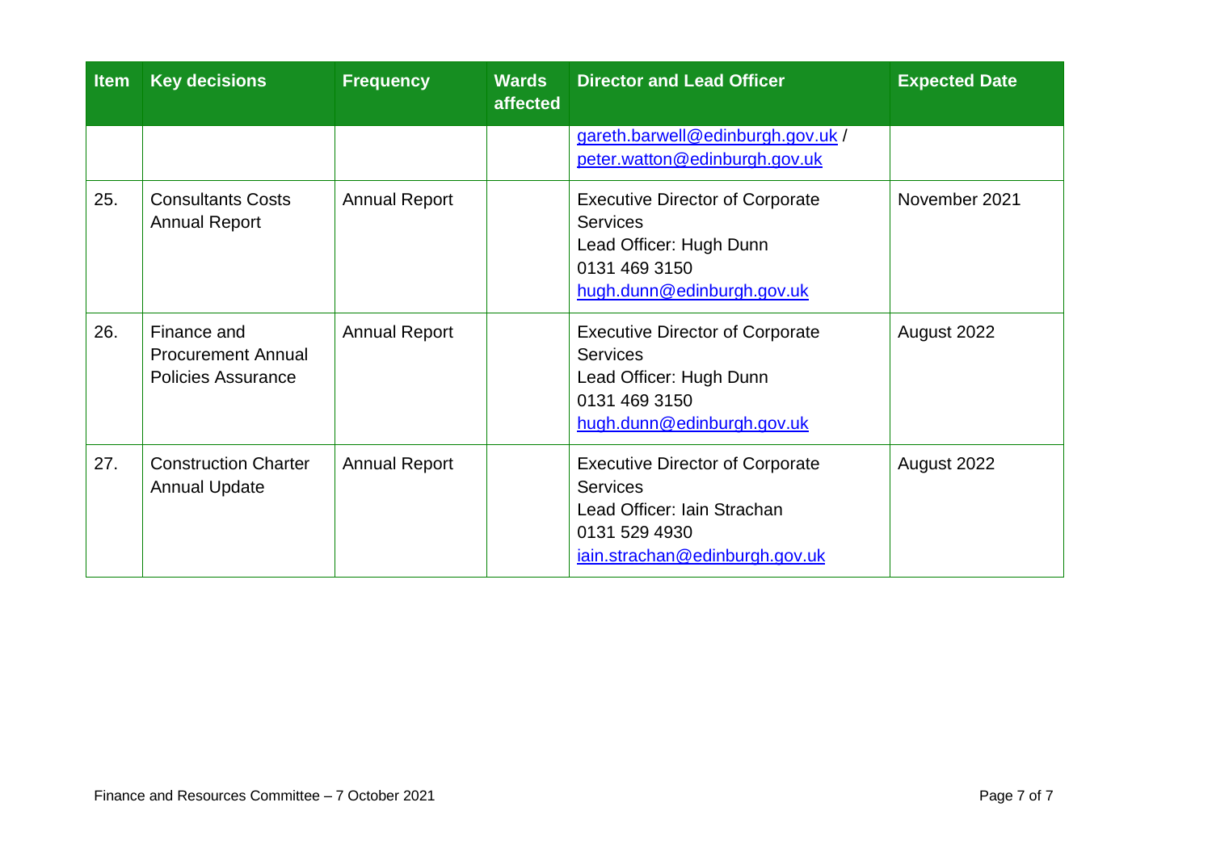| Item | Key decisions | Frequency | Wards affected | Director and Lead Officer | Expected Date |
|---|---|---|---|---|---|
| | | | | gareth.barwell@edinburgh.gov.uk / peter.watton@edinburgh.gov.uk | |
| 25. | Consultants Costs Annual Report | Annual Report | | Executive Director of Corporate Services<br>Lead Officer: Hugh Dunn<br>0131 469 3150<br>hugh.dunn@edinburgh.gov.uk | November 2021 |
| 26. | Finance and Procurement Annual Policies Assurance | Annual Report | | Executive Director of Corporate Services<br>Lead Officer: Hugh Dunn<br>0131 469 3150<br>hugh.dunn@edinburgh.gov.uk | August 2022 |
| 27. | Construction Charter Annual Update | Annual Report | | Executive Director of Corporate Services<br>Lead Officer: Iain Strachan<br>0131 529 4930<br>iain.strachan@edinburgh.gov.uk | August 2022 |

Finance and Resources Committee – 7 October 2021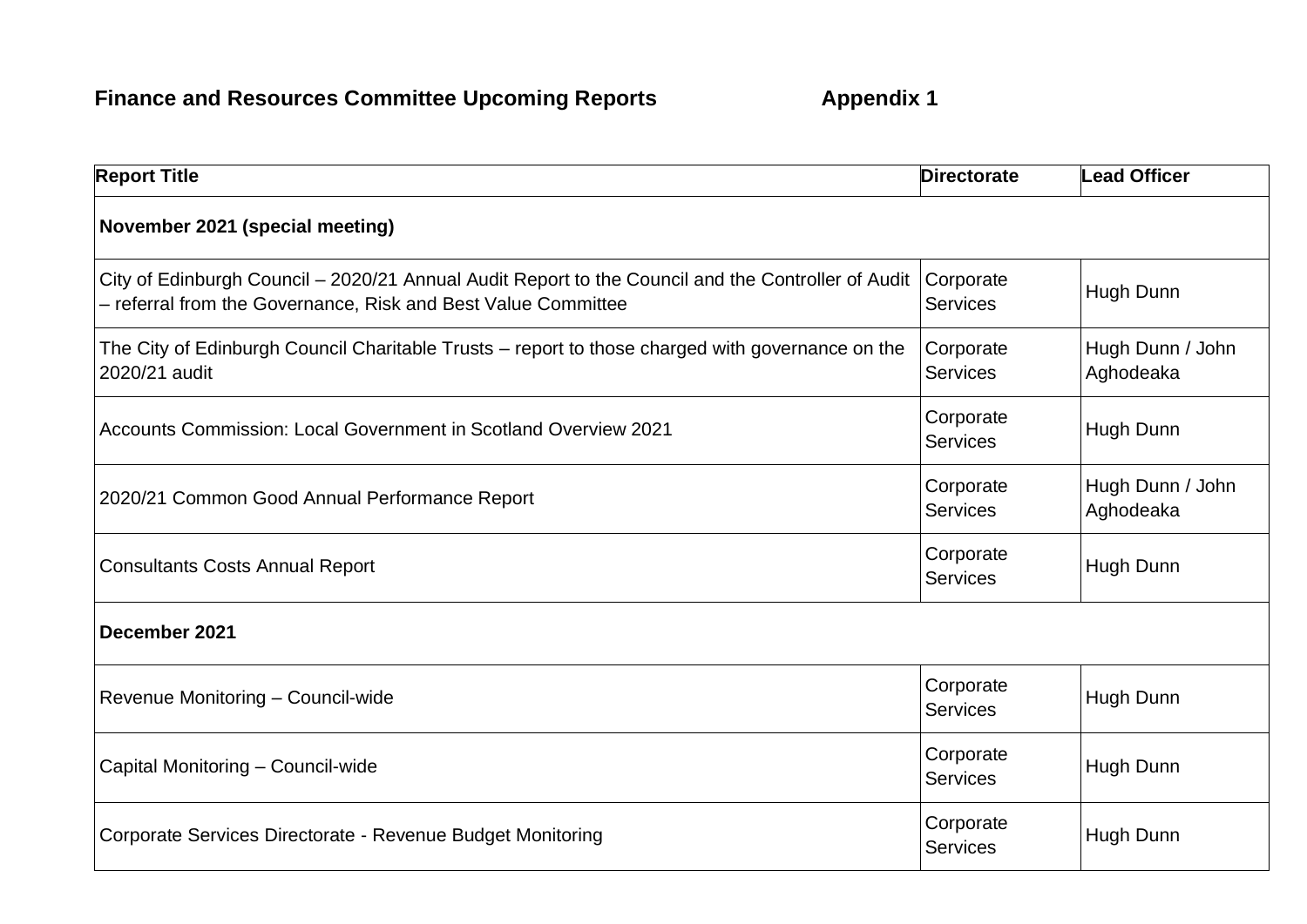## Finance and Resources Committee Upcoming Reports **Appendix 1**

| Report Title | Directorate | Lead Officer |
| --- | --- | --- |
| **November 2021 (special meeting)** | | |
| City of Edinburgh Council – 2020/21 Annual Audit Report to the Council and the Controller of Audit – referral from the Governance, Risk and Best Value Committee | Corporate Services | Hugh Dunn |
| The City of Edinburgh Council Charitable Trusts – report to those charged with governance on the 2020/21 audit | Corporate Services | Hugh Dunn / John Aghodeaka |
| Accounts Commission: Local Government in Scotland Overview 2021 | Corporate Services | Hugh Dunn |
| 2020/21 Common Good Annual Performance Report | Corporate Services | Hugh Dunn / John Aghodeaka |
| Consultants Costs Annual Report | Corporate Services | Hugh Dunn |
| **December 2021** | | |
| Revenue Monitoring – Council-wide | Corporate Services | Hugh Dunn |
| Capital Monitoring – Council-wide | Corporate Services | Hugh Dunn |
| Corporate Services Directorate - Revenue Budget Monitoring | Corporate Services | Hugh Dunn |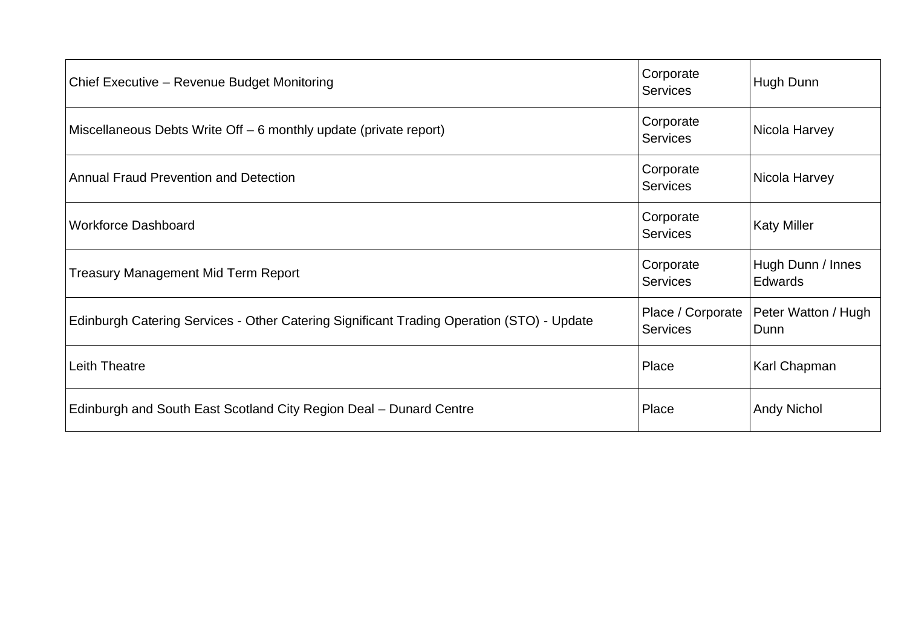| | | |
|---|---|---|
| Chief Executive – Revenue Budget Monitoring | Corporate Services | Hugh Dunn |
| Miscellaneous Debts Write Off – 6 monthly update (private report) | Corporate Services | Nicola Harvey |
| Annual Fraud Prevention and Detection | Corporate Services | Nicola Harvey |
| Workforce Dashboard | Corporate Services | Katy Miller |
| Treasury Management Mid Term Report | Corporate Services | Hugh Dunn / Innes Edwards |
| Edinburgh Catering Services - Other Catering Significant Trading Operation (STO) - Update | Place / Corporate Services | Peter Watton / Hugh Dunn |
| Leith Theatre | Place | Karl Chapman |
| Edinburgh and South East Scotland City Region Deal – Dunard Centre | Place | Andy Nichol |